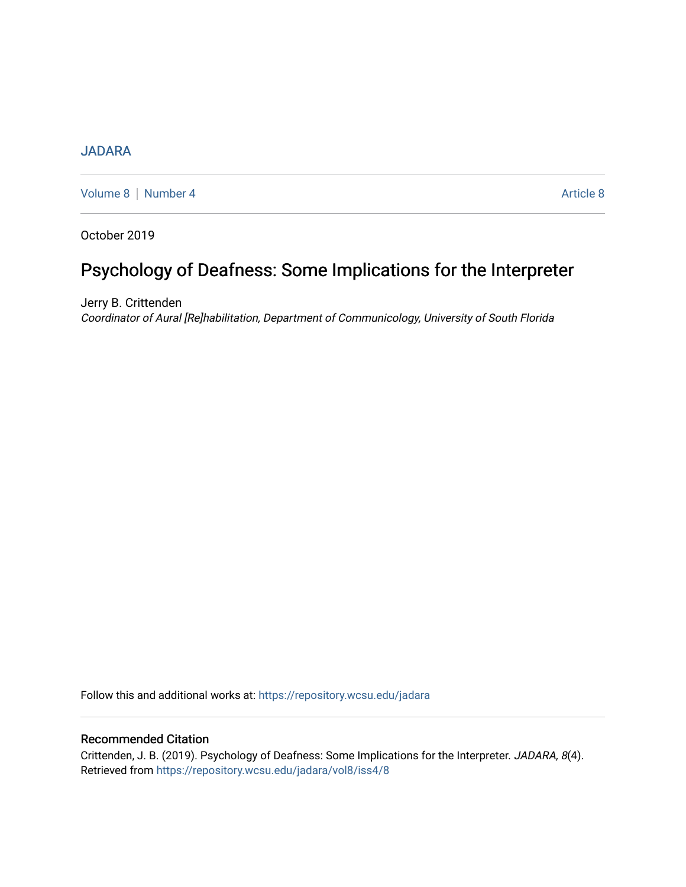JADARA

Volume 8 | Number 4 Article 8

October 2019

# Psychology of Deafness: Some Implications for the Interpreter

Jerry B. Crittenden

*Coordinator of Aural [Re]habilitation, Department of Communicology, University of South Florida*

Follow this and additional works at: https://repository.wcsu.edu/jadara

## Recommended Citation

Crittenden, J. B. (2019). Psychology of Deafness: Some Implications for the Interpreter. *JADARA, 8*(4). Retrieved from https://repository.wcsu.edu/jadara/vol8/iss4/8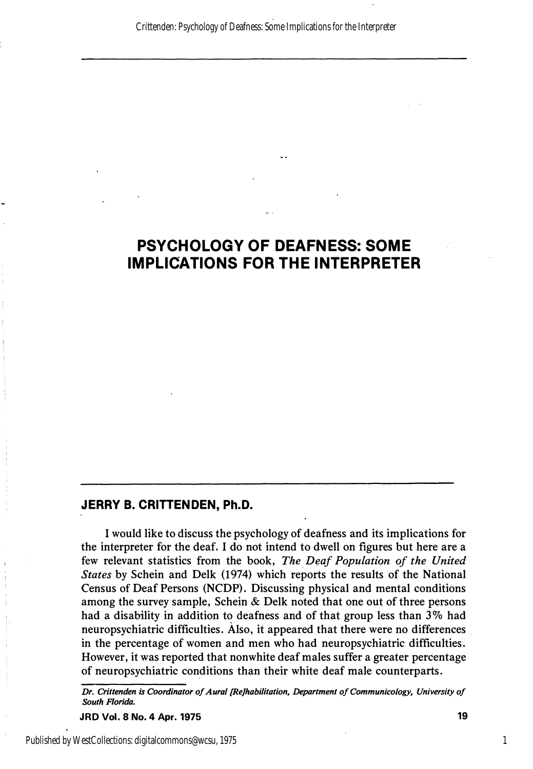# PSYCHOLOGY OF DEAFNESS: SOME IMPLICATIONS FOR THE INTERPRETER

## JERRY B. CRITTENDEN, Ph.D.

I would like to discuss the psychology of deafness and its implications for the interpreter for the deaf. I do not intend to dwell on figures but here are a few relevant statistics from the book, *The Deaf Population of the United States* by Schein and Delk (1974) which reports the results of the National Census of Deaf Persons (NCDP). Discussing physical and mental conditions among the survey sample, Schein & Delk noted that one out of three persons had a disability in addition to deafness and of that group less than 3% had neuropsychiatric difficulties. Also, it appeared that there were no differences in the percentage of women and men who had neuropsychiatric difficulties. However, it was reported that nonwhite deaf males suffer a greater percentage of neuropsychiatric conditions than their white deaf male counterparts.

***Dr. Crittenden is Coordinator of Aural [Re]habilitation, Department of Communicology, University of South Florida.***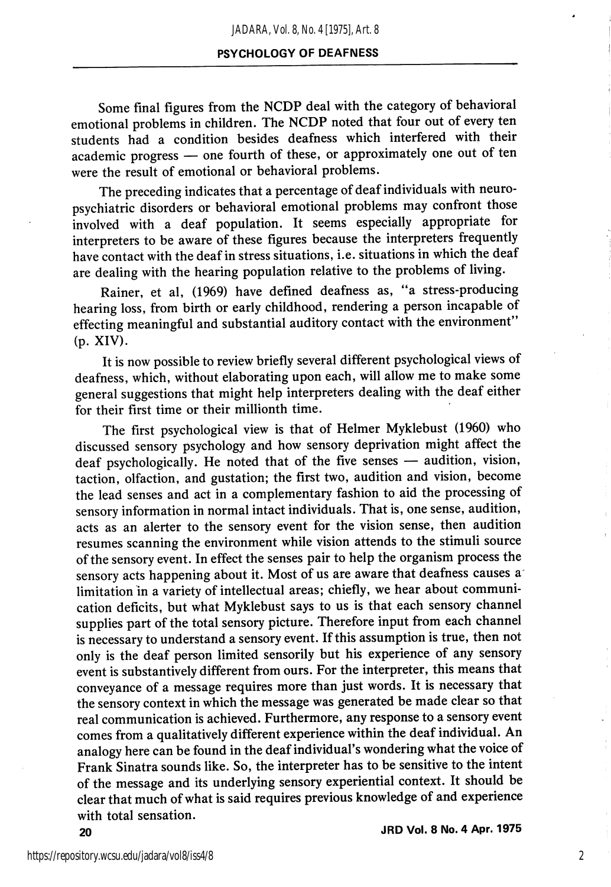Some final figures from the NCDP deal with the category of behavioral emotional problems in children. The NCDP noted that four out of every ten students had a condition besides deafness which interfered with their academic progress — one fourth of these, or approximately one out of ten were the result of emotional or behavioral problems.

The preceding indicates that a percentage of deaf individuals with neuropsychiatric disorders or behavioral emotional problems may confront those involved with a deaf population. It seems especially appropriate for interpreters to be aware of these figures because the interpreters frequently have contact with the deaf in stress situations, i.e. situations in which the deaf are dealing with the hearing population relative to the problems of living.

Rainer, et al, (1969) have defined deafness as, "a stress-producing hearing loss, from birth or early childhood, rendering a person incapable of effecting meaningful and substantial auditory contact with the environment" (p. XIV).

It is now possible to review briefly several different psychological views of deafness, which, without elaborating upon each, will allow me to make some general suggestions that might help interpreters dealing with the deaf either for their first time or their millionth time.

The first psychological view is that of Helmer Myklebust (1960) who discussed sensory psychology and how sensory deprivation might affect the deaf psychologically. He noted that of the five senses — audition, vision, taction, olfaction, and gustation; the first two, audition and vision, become the lead senses and act in a complementary fashion to aid the processing of sensory information in normal intact individuals. That is, one sense, audition, acts as an alerter to the sensory event for the vision sense, then audition resumes scanning the environment while vision attends to the stimuli source of the sensory event. In effect the senses pair to help the organism process the sensory acts happening about it. Most of us are aware that deafness causes a limitation in a variety of intellectual areas; chiefly, we hear about communication deficits, but what Myklebust says to us is that each sensory channel supplies part of the total sensory picture. Therefore input from each channel is necessary to understand a sensory event. If this assumption is true, then not only is the deaf person limited sensorily but his experience of any sensory event is substantively different from ours. For the interpreter, this means that conveyance of a message requires more than just words. It is necessary that the sensory context in which the message was generated be made clear so that real communication is achieved. Furthermore, any response to a sensory event comes from a qualitatively different experience within the deaf individual. An analogy here can be found in the deaf individual's wondering what the voice of Frank Sinatra sounds like. So, the interpreter has to be sensitive to the intent of the message and its underlying sensory experiential context. It should be clear that much of what is said requires previous knowledge of and experience with total sensation.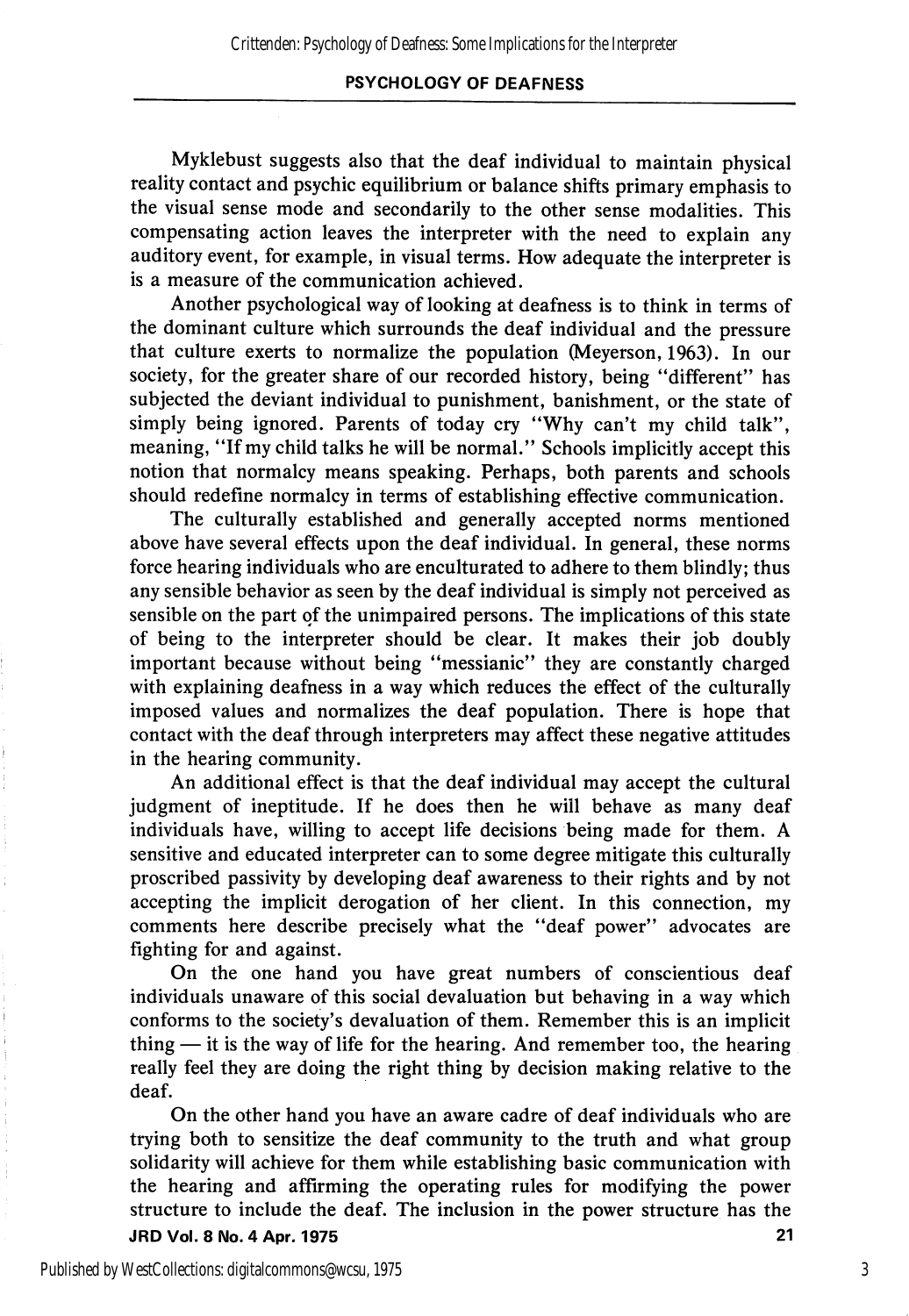Myklebust suggests also that the deaf individual to maintain physical reality contact and psychic equilibrium or balance shifts primary emphasis to the visual sense mode and secondarily to the other sense modalities. This compensating action leaves the interpreter with the need to explain any auditory event, for example, in visual terms. How adequate the interpreter is is a measure of the communication achieved.

Another psychological way of looking at deafness is to think in terms of the dominant culture which surrounds the deaf individual and the pressure that culture exerts to normalize the population (Meyerson, 1963). In our society, for the greater share of our recorded history, being "different" has subjected the deviant individual to punishment, banishment, or the state of simply being ignored. Parents of today cry "Why can't my child talk", meaning, "If my child talks he will be normal." Schools implicitly accept this notion that normalcy means speaking. Perhaps, both parents and schools should redefine normalcy in terms of establishing effective communication.

The culturally established and generally accepted norms mentioned above have several effects upon the deaf individual. In general, these norms force hearing individuals who are enculturated to adhere to them blindly; thus any sensible behavior as seen by the deaf individual is simply not perceived as sensible on the part of the unimpaired persons. The implications of this state of being to the interpreter should be clear. It makes their job doubly important because without being "messianic" they are constantly charged with explaining deafness in a way which reduces the effect of the culturally imposed values and normalizes the deaf population. There is hope that contact with the deaf through interpreters may affect these negative attitudes in the hearing community.

An additional effect is that the deaf individual may accept the cultural judgment of ineptitude. If he does then he will behave as many deaf individuals have, willing to accept life decisions being made for them. A sensitive and educated interpreter can to some degree mitigate this culturally proscribed passivity by developing deaf awareness to their rights and by not accepting the implicit derogation of her client. In this connection, my comments here describe precisely what the "deaf power" advocates are fighting for and against.

On the one hand you have great numbers of conscientious deaf individuals unaware of this social devaluation but behaving in a way which conforms to the society's devaluation of them. Remember this is an implicit thing — it is the way of life for the hearing. And remember too, the hearing really feel they are doing the right thing by decision making relative to the deaf.

On the other hand you have an aware cadre of deaf individuals who are trying both to sensitize the deaf community to the truth and what group solidarity will achieve for them while establishing basic communication with the hearing and affirming the operating rules for modifying the power structure to include the deaf. The inclusion in the power structure has the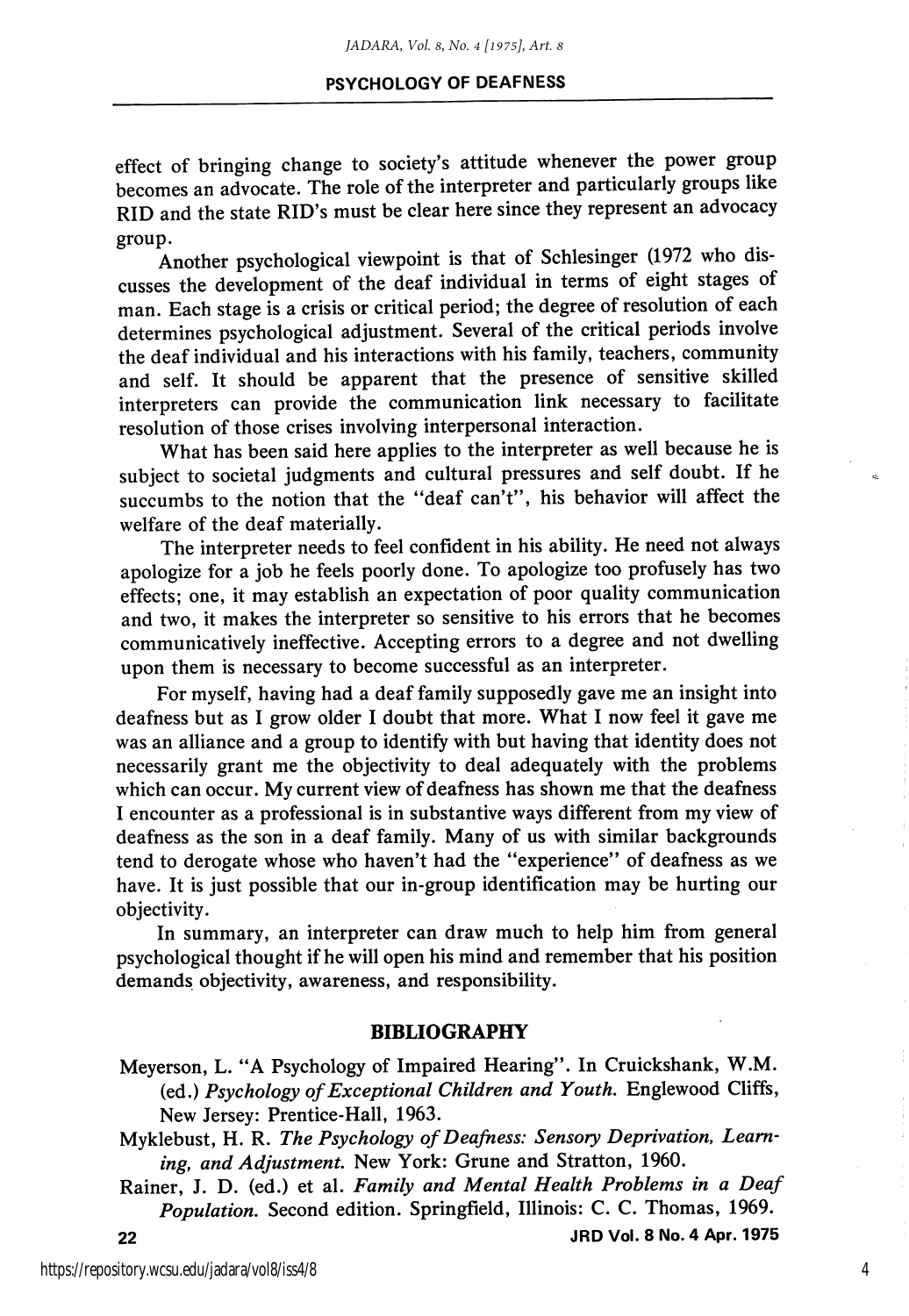effect of bringing change to society's attitude whenever the power group becomes an advocate. The role of the interpreter and particularly groups like RID and the state RID's must be clear here since they represent an advocacy group.

Another psychological viewpoint is that of Schlesinger (1972 who discusses the development of the deaf individual in terms of eight stages of man. Each stage is a crisis or critical period; the degree of resolution of each determines psychological adjustment. Several of the critical periods involve the deaf individual and his interactions with his family, teachers, community and self. It should be apparent that the presence of sensitive skilled interpreters can provide the communication link necessary to facilitate resolution of those crises involving interpersonal interaction.

What has been said here applies to the interpreter as well because he is subject to societal judgments and cultural pressures and self doubt. If he succumbs to the notion that the "deaf can't", his behavior will affect the welfare of the deaf materially.

The interpreter needs to feel confident in his ability. He need not always apologize for a job he feels poorly done. To apologize too profusely has two effects; one, it may establish an expectation of poor quality communication and two, it makes the interpreter so sensitive to his errors that he becomes communicatively ineffective. Accepting errors to a degree and not dwelling upon them is necessary to become successful as an interpreter.

For myself, having had a deaf family supposedly gave me an insight into deafness but as I grow older I doubt that more. What I now feel it gave me was an alliance and a group to identify with but having that identity does not necessarily grant me the objectivity to deal adequately with the problems which can occur. My current view of deafness has shown me that the deafness I encounter as a professional is in substantive ways different from my view of deafness as the son in a deaf family. Many of us with similar backgrounds tend to derogate whose who haven't had the "experience" of deafness as we have. It is just possible that our in-group identification may be hurting our objectivity.

In summary, an interpreter can draw much to help him from general psychological thought if he will open his mind and remember that his position demands objectivity, awareness, and responsibility.

## BIBLIOGRAPHY

Meyerson, L. "A Psychology of Impaired Hearing". In Cruickshank, W.M. (ed.) *Psychology of Exceptional Children and Youth.* Englewood Cliffs, New Jersey: Prentice-Hall, 1963.

Myklebust, H. R. *The Psychology of Deafness: Sensory Deprivation, Learning, and Adjustment.* New York: Grune and Stratton, 1960.

Rainer, J. D. (ed.) et al. *Family and Mental Health Problems in a Deaf Population.* Second edition. Springfield, Illinois: C. C. Thomas, 1969.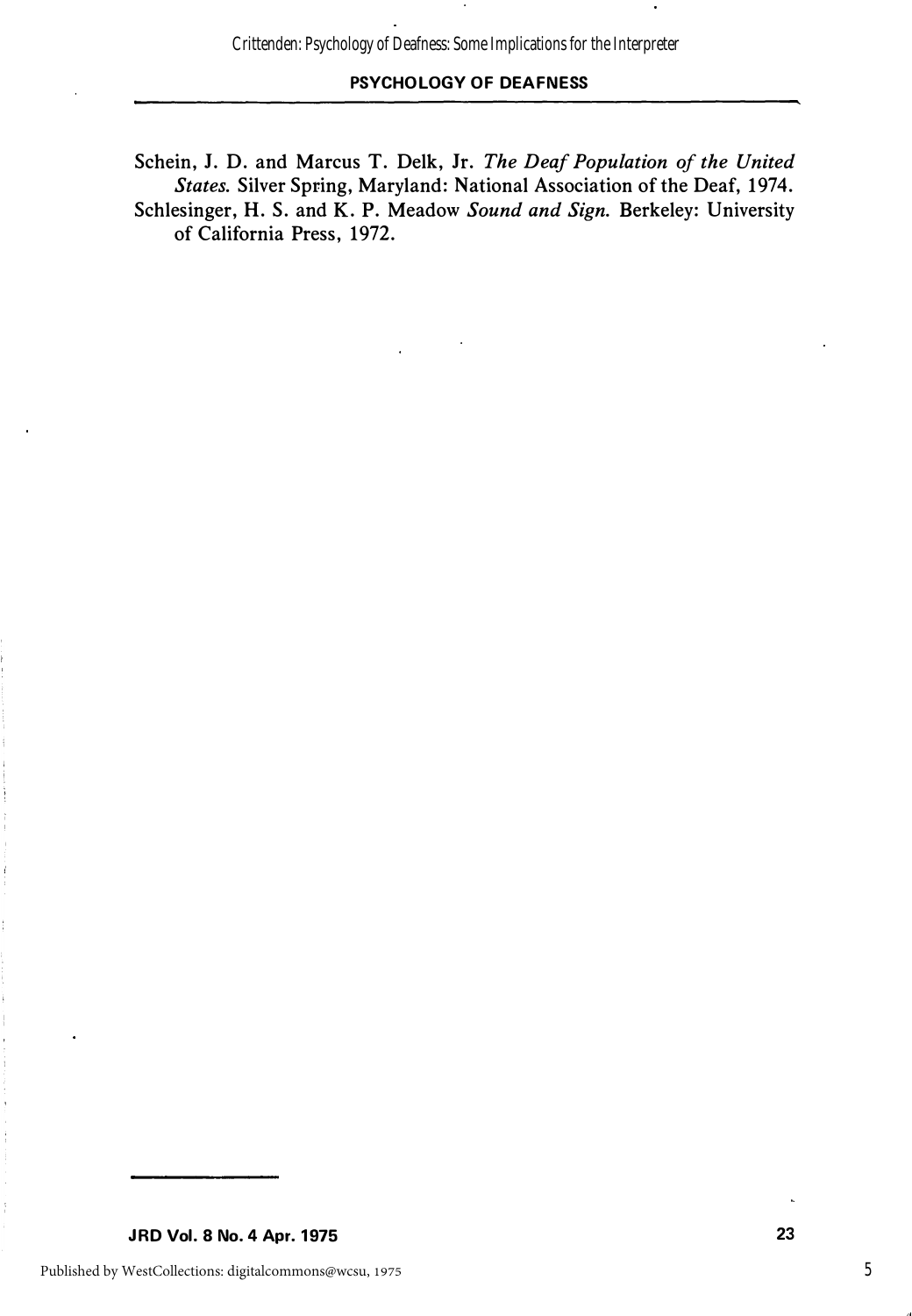Schein, J. D. and Marcus T. Delk, Jr. *The Deaf Population of the United States.* Silver Spring, Maryland: National Association of the Deaf, 1974.

Schlesinger, H. S. and K. P. Meadow *Sound and Sign.* Berkeley: University of California Press, 1972.